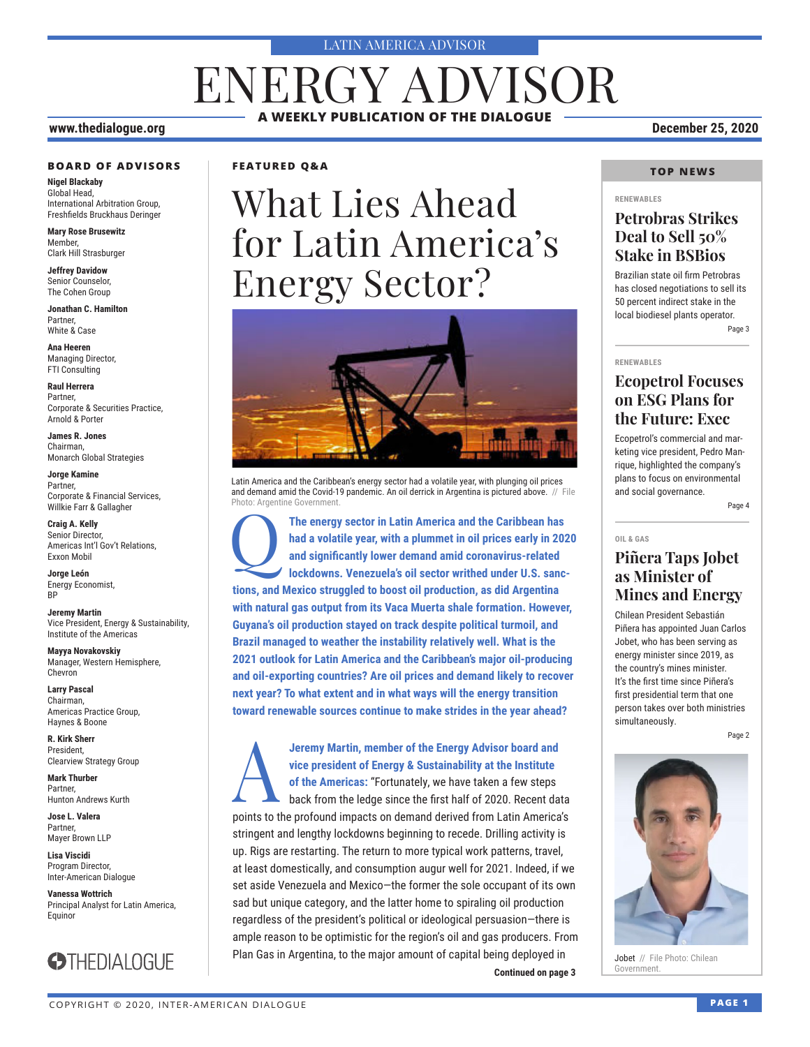LATIN AMERICA ADVISOR

# ENERGY ADVISOR

**A WEEKLY PUBLICATION OF THE DIALOGUE**

**www.thedialogue.org** **December 25, 2020**

### BOARD OF ADVISORS

**Nigel Blackaby**
Global Head,
International Arbitration Group,
Freshfields Bruckhaus Deringer

**Mary Rose Brusewitz**
Member,
Clark Hill Strasburger

**Jeffrey Davidow**
Senior Counselor,
The Cohen Group

**Jonathan C. Hamilton**
Partner,
White & Case

**Ana Heeren**
Managing Director,
FTI Consulting

**Raul Herrera**
Partner,
Corporate & Securities Practice,
Arnold & Porter

**James R. Jones**
Chairman,
Monarch Global Strategies

**Jorge Kamine**
Partner,
Corporate & Financial Services,
Willkie Farr & Gallagher

**Craig A. Kelly**
Senior Director,
Americas Int'l Gov't Relations,
Exxon Mobil

**Jorge León**
Energy Economist,
BP

**Jeremy Martin**
Vice President, Energy & Sustainability,
Institute of the Americas

**Mayya Novakovskiy**
Manager, Western Hemisphere,
Chevron

**Larry Pascal**
Chairman,
Americas Practice Group,
Haynes & Boone

**R. Kirk Sherr**
President,
Clearview Strategy Group

**Mark Thurber**
Partner,
Hunton Andrews Kurth

**Jose L. Valera**
Partner,
Mayer Brown LLP

**Lisa Viscidi**
Program Director,
Inter-American Dialogue

**Vanessa Wottrich**
Principal Analyst for Latin America,
Equinor

THEDIALOGUE

### FEATURED Q&A

# What Lies Ahead for Latin America's Energy Sector?

Latin America and the Caribbean's energy sector had a volatile year, with plunging oil prices and demand amid the Covid-19 pandemic. An oil derrick in Argentina is pictured above. // File Photo: Argentine Government.

**Q** **The energy sector in Latin America and the Caribbean has had a volatile year, with a plummet in oil prices early in 2020 and significantly lower demand amid coronavirus-related lockdowns. Venezuela's oil sector writhed under U.S. sanctions, and Mexico struggled to boost oil production, as did Argentina with natural gas output from its Vaca Muerta shale formation. However, Guyana's oil production stayed on track despite political turmoil, and Brazil managed to weather the instability relatively well. What is the 2021 outlook for Latin America and the Caribbean's major oil-producing and oil-exporting countries? Are oil prices and demand likely to recover next year? To what extent and in what ways will the energy transition toward renewable sources continue to make strides in the year ahead?**

**A** **Jeremy Martin, member of the Energy Advisor board and vice president of Energy & Sustainability at the Institute of the Americas:** "Fortunately, we have taken a few steps back from the ledge since the first half of 2020. Recent data points to the profound impacts on demand derived from Latin America's stringent and lengthy lockdowns beginning to recede. Drilling activity is up. Rigs are restarting. The return to more typical work patterns, travel, at least domestically, and consumption augur well for 2021. Indeed, if we set aside Venezuela and Mexico—the former the sole occupant of its own sad but unique category, and the latter home to spiraling oil production regardless of the president's political or ideological persuasion—there is ample reason to be optimistic for the region's oil and gas producers. From Plan Gas in Argentina, to the major amount of capital being deployed in

**Continued on page 3**

### TOP NEWS

RENEWABLES

## Petrobras Strikes Deal to Sell 50% Stake in BSBios

Brazilian state oil firm Petrobras has closed negotiations to sell its 50 percent indirect stake in the local biodiesel plants operator.

Page 3

RENEWABLES

## Ecopetrol Focuses on ESG Plans for the Future: Exec

Ecopetrol's commercial and marketing vice president, Pedro Manrique, highlighted the company's plans to focus on environmental and social governance.

Page 4

OIL & GAS

## Piñera Taps Jobet as Minister of Mines and Energy

Chilean President Sebastián Piñera has appointed Juan Carlos Jobet, who has been serving as energy minister since 2019, as the country's mines minister. It's the first time since Piñera's first presidential term that one person takes over both ministries simultaneously.

Page 2

Jobet // File Photo: Chilean Government.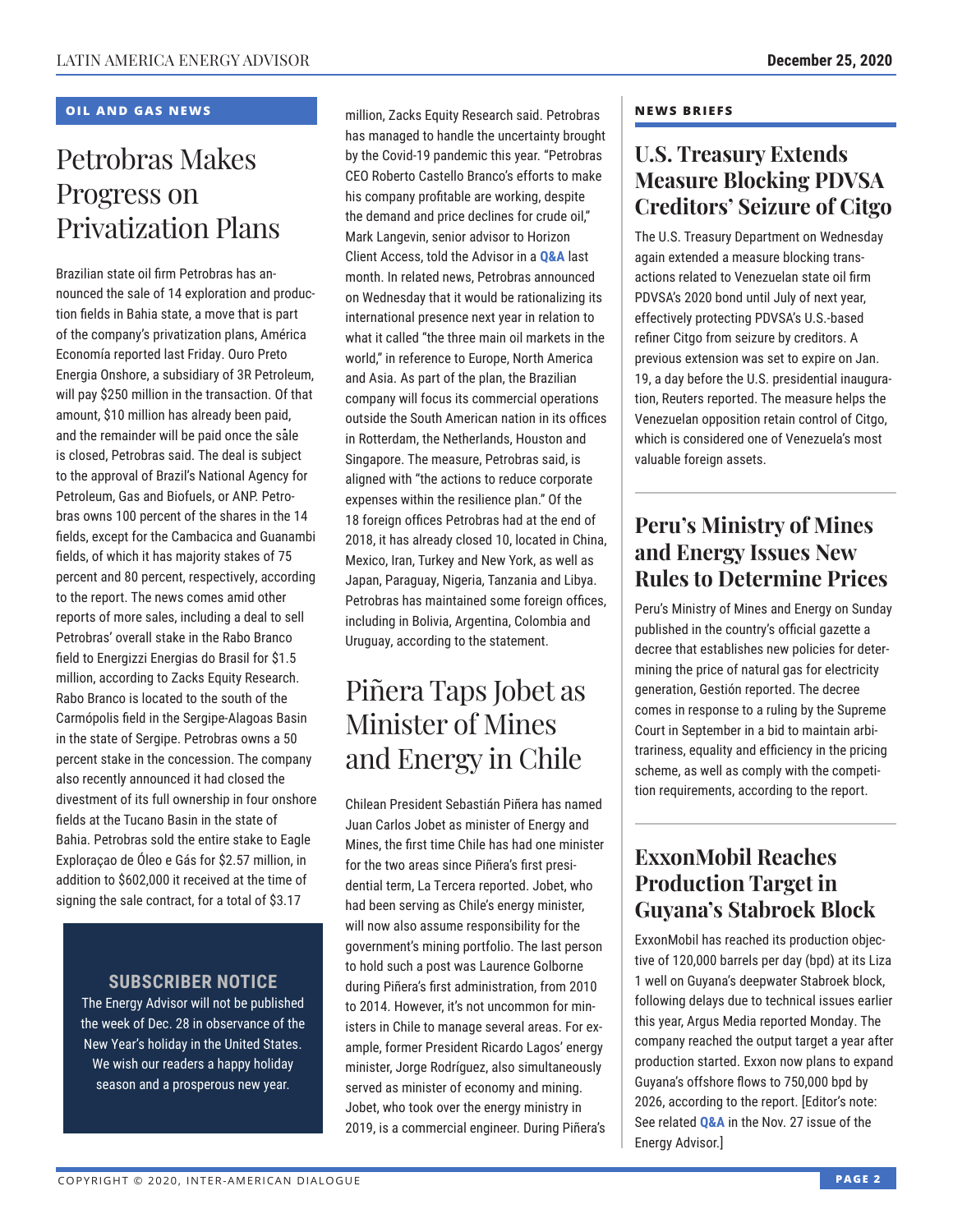## OIL AND GAS NEWS

# Petrobras Makes Progress on Privatization Plans

Brazilian state oil firm Petrobras has announced the sale of 14 exploration and production fields in Bahia state, a move that is part of the company's privatization plans, América Economía reported last Friday. Ouro Preto Energia Onshore, a subsidiary of 3R Petroleum, will pay $250 million in the transaction. Of that amount, $10 million has already been paid, and the remainder will be paid once the sale is closed, Petrobras said. The deal is subject to the approval of Brazil's National Agency for Petroleum, Gas and Biofuels, or ANP. Petrobras owns 100 percent of the shares in the 14 fields, except for the Cambacica and Guanambi fields, of which it has majority stakes of 75 percent and 80 percent, respectively, according to the report. The news comes amid other reports of more sales, including a deal to sell Petrobras' overall stake in the Rabo Branco field to Energizzi Energias do Brasil for $1.5 million, according to Zacks Equity Research. Rabo Branco is located to the south of the Carmópolis field in the Sergipe-Alagoas Basin in the state of Sergipe. Petrobras owns a 50 percent stake in the concession. The company also recently announced it had closed the divestment of its full ownership in four onshore fields at the Tucano Basin in the state of Bahia. Petrobras sold the entire stake to Eagle Exploraçao de Óleo e Gás for $2.57 million, in addition to $602,000 it received at the time of signing the sale contract, for a total of $3.17 million, Zacks Equity Research said. Petrobras has managed to handle the uncertainty brought by the Covid-19 pandemic this year. "Petrobras CEO Roberto Castello Branco's efforts to make his company profitable are working, despite the demand and price declines for crude oil," Mark Langevin, senior advisor to Horizon Client Access, told the Advisor in a **Q&A** last month. In related news, Petrobras announced on Wednesday that it would be rationalizing its international presence next year in relation to what it called "the three main oil markets in the world," in reference to Europe, North America and Asia. As part of the plan, the Brazilian company will focus its commercial operations outside the South American nation in its offices in Rotterdam, the Netherlands, Houston and Singapore. The measure, Petrobras said, is aligned with "the actions to reduce corporate expenses within the resilience plan." Of the 18 foreign offices Petrobras had at the end of 2018, it has already closed 10, located in China, Mexico, Iran, Turkey and New York, as well as Japan, Paraguay, Nigeria, Tanzania and Libya. Petrobras has maintained some foreign offices, including in Bolivia, Argentina, Colombia and Uruguay, according to the statement.

**SUBSCRIBER NOTICE**

The Energy Advisor will not be published the week of Dec. 28 in observance of the New Year's holiday in the United States. We wish our readers a happy holiday season and a prosperous new year.

# Piñera Taps Jobet as Minister of Mines and Energy in Chile

Chilean President Sebastián Piñera has named Juan Carlos Jobet as minister of Energy and Mines, the first time Chile has had one minister for the two areas since Piñera's first presidential term, La Tercera reported. Jobet, who had been serving as Chile's energy minister, will now also assume responsibility for the government's mining portfolio. The last person to hold such a post was Laurence Golborne during Piñera's first administration, from 2010 to 2014. However, it's not uncommon for ministers in Chile to manage several areas. For example, former President Ricardo Lagos' energy minister, Jorge Rodríguez, also simultaneously served as minister of economy and mining. Jobet, who took over the energy ministry in 2019, is a commercial engineer. During Piñera's

## NEWS BRIEFS

### U.S. Treasury Extends Measure Blocking PDVSA Creditors' Seizure of Citgo

The U.S. Treasury Department on Wednesday again extended a measure blocking transactions related to Venezuelan state oil firm PDVSA's 2020 bond until July of next year, effectively protecting PDVSA's U.S.-based refiner Citgo from seizure by creditors. A previous extension was set to expire on Jan. 19, a day before the U.S. presidential inauguration, Reuters reported. The measure helps the Venezuelan opposition retain control of Citgo, which is considered one of Venezuela's most valuable foreign assets.

### Peru's Ministry of Mines and Energy Issues New Rules to Determine Prices

Peru's Ministry of Mines and Energy on Sunday published in the country's official gazette a decree that establishes new policies for determining the price of natural gas for electricity generation, Gestión reported. The decree comes in response to a ruling by the Supreme Court in September in a bid to maintain arbitrariness, equality and efficiency in the pricing scheme, as well as comply with the competition requirements, according to the report.

### ExxonMobil Reaches Production Target in Guyana's Stabroek Block

ExxonMobil has reached its production objective of 120,000 barrels per day (bpd) at its Liza 1 well on Guyana's deepwater Stabroek block, following delays due to technical issues earlier this year, Argus Media reported Monday. The company reached the output target a year after production started. Exxon now plans to expand Guyana's offshore flows to 750,000 bpd by 2026, according to the report. [Editor's note: See related **Q&A** in the Nov. 27 issue of the Energy Advisor.]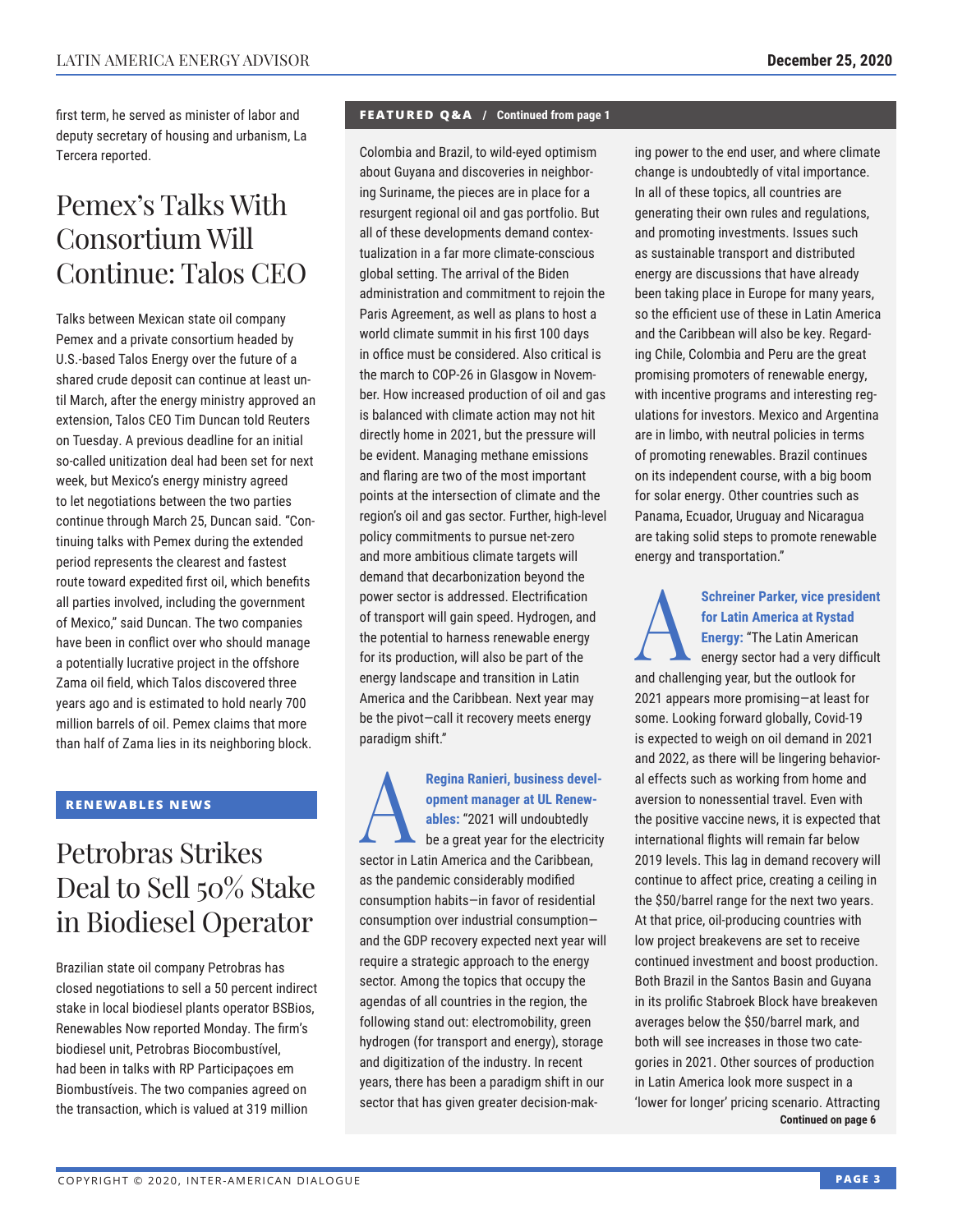first term, he served as minister of labor and deputy secretary of housing and urbanism, La Tercera reported.

## Pemex's Talks With Consortium Will Continue: Talos CEO

Talks between Mexican state oil company Pemex and a private consortium headed by U.S.-based Talos Energy over the future of a shared crude deposit can continue at least until March, after the energy ministry approved an extension, Talos CEO Tim Duncan told Reuters on Tuesday. A previous deadline for an initial so-called unitization deal had been set for next week, but Mexico's energy ministry agreed to let negotiations between the two parties continue through March 25, Duncan said. "Continuing talks with Pemex during the extended period represents the clearest and fastest route toward expedited first oil, which benefits all parties involved, including the government of Mexico," said Duncan. The two companies have been in conflict over who should manage a potentially lucrative project in the offshore Zama oil field, which Talos discovered three years ago and is estimated to hold nearly 700 million barrels of oil. Pemex claims that more than half of Zama lies in its neighboring block.

**RENEWABLES NEWS**

## Petrobras Strikes Deal to Sell 50% Stake in Biodiesel Operator

Brazilian state oil company Petrobras has closed negotiations to sell a 50 percent indirect stake in local biodiesel plants operator BSBios, Renewables Now reported Monday. The firm's biodiesel unit, Petrobras Biocombustível, had been in talks with RP Participaçoes em Biombustíveis. The two companies agreed on the transaction, which is valued at 319 million

**FEATURED Q&A / Continued from page 1**

Colombia and Brazil, to wild-eyed optimism about Guyana and discoveries in neighboring Suriname, the pieces are in place for a resurgent regional oil and gas portfolio. But all of these developments demand contextualization in a far more climate-conscious global setting. The arrival of the Biden administration and commitment to rejoin the Paris Agreement, as well as plans to host a world climate summit in his first 100 days in office must be considered. Also critical is the march to COP-26 in Glasgow in November. How increased production of oil and gas is balanced with climate action may not hit directly home in 2021, but the pressure will be evident. Managing methane emissions and flaring are two of the most important points at the intersection of climate and the region's oil and gas sector. Further, high-level policy commitments to pursue net-zero and more ambitious climate targets will demand that decarbonization beyond the power sector is addressed. Electrification of transport will gain speed. Hydrogen, and the potential to harness renewable energy for its production, will also be part of the energy landscape and transition in Latin America and the Caribbean. Next year may be the pivot—call it recovery meets energy paradigm shift."

**A** **Regina Ranieri, business development manager at UL Renewables:** "2021 will undoubtedly be a great year for the electricity sector in Latin America and the Caribbean, as the pandemic considerably modified consumption habits—in favor of residential consumption over industrial consumption—and the GDP recovery expected next year will require a strategic approach to the energy sector. Among the topics that occupy the agendas of all countries in the region, the following stand out: electromobility, green hydrogen (for transport and energy), storage and digitization of the industry. In recent years, there has been a paradigm shift in our sector that has given greater decision-making power to the end user, and where climate change is undoubtedly of vital importance. In all of these topics, all countries are generating their own rules and regulations, and promoting investments. Issues such as sustainable transport and distributed energy are discussions that have already been taking place in Europe for many years, so the efficient use of these in Latin America and the Caribbean will also be key. Regarding Chile, Colombia and Peru are the great promising promoters of renewable energy, with incentive programs and interesting regulations for investors. Mexico and Argentina are in limbo, with neutral policies in terms of promoting renewables. Brazil continues on its independent course, with a big boom for solar energy. Other countries such as Panama, Ecuador, Uruguay and Nicaragua are taking solid steps to promote renewable energy and transportation."

**A** **Schreiner Parker, vice president for Latin America at Rystad Energy:** "The Latin American energy sector had a very difficult and challenging year, but the outlook for 2021 appears more promising—at least for some. Looking forward globally, Covid-19 is expected to weigh on oil demand in 2021 and 2022, as there will be lingering behavioral effects such as working from home and aversion to nonessential travel. Even with the positive vaccine news, it is expected that international flights will remain far below 2019 levels. This lag in demand recovery will continue to affect price, creating a ceiling in the $50/barrel range for the next two years. At that price, oil-producing countries with low project breakevens are set to receive continued investment and boost production. Both Brazil in the Santos Basin and Guyana in its prolific Stabroek Block have breakeven averages below the $50/barrel mark, and both will see increases in those two categories in 2021. Other sources of production in Latin America look more suspect in a 'lower for longer' pricing scenario. Attracting

**Continued on page 6**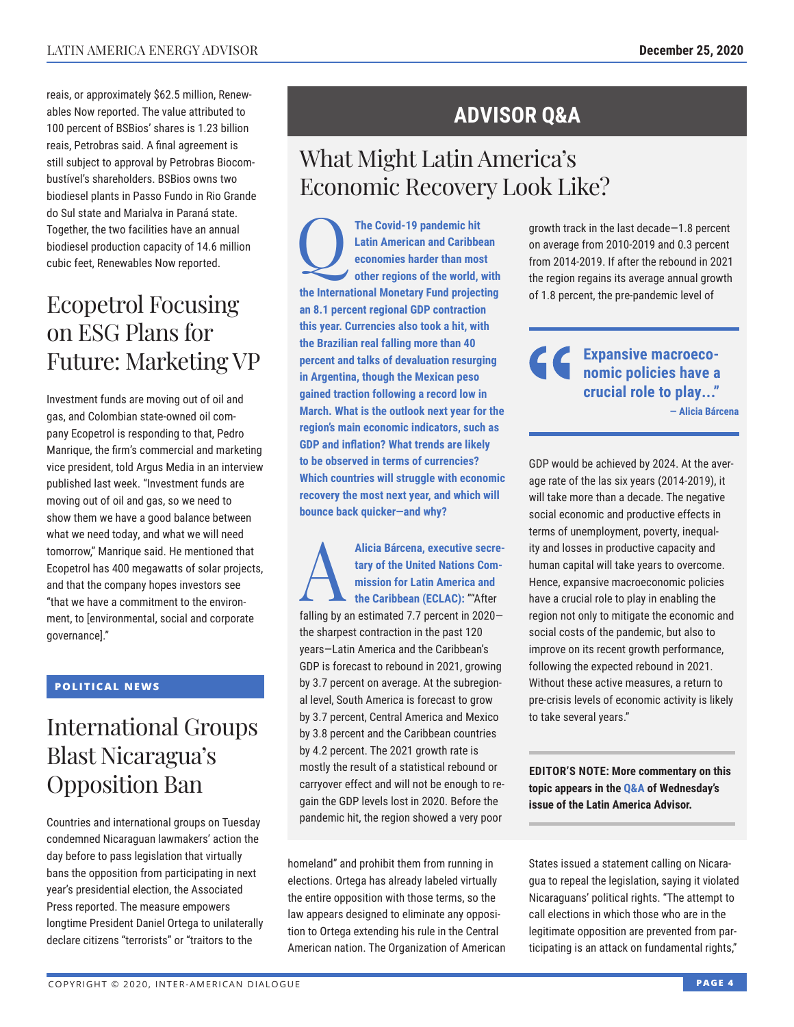reais, or approximately $62.5 million, Renewables Now reported. The value attributed to 100 percent of BSBios' shares is 1.23 billion reais, Petrobras said. A final agreement is still subject to approval by Petrobras Biocombustível's shareholders. BSBios owns two biodiesel plants in Passo Fundo in Rio Grande do Sul state and Marialva in Paraná state. Together, the two facilities have an annual biodiesel production capacity of 14.6 million cubic feet, Renewables Now reported.

## Ecopetrol Focusing on ESG Plans for Future: Marketing VP

Investment funds are moving out of oil and gas, and Colombian state-owned oil company Ecopetrol is responding to that, Pedro Manrique, the firm's commercial and marketing vice president, told Argus Media in an interview published last week. "Investment funds are moving out of oil and gas, so we need to show them we have a good balance between what we need today, and what we will need tomorrow," Manrique said. He mentioned that Ecopetrol has 400 megawatts of solar projects, and that the company hopes investors see "that we have a commitment to the environment, to [environmental, social and corporate governance]."

**POLITICAL NEWS**

## International Groups Blast Nicaragua's Opposition Ban

Countries and international groups on Tuesday condemned Nicaraguan lawmakers' action the day before to pass legislation that virtually bans the opposition from participating in next year's presidential election, the Associated Press reported. The measure empowers longtime President Daniel Ortega to unilaterally declare citizens "terrorists" or "traitors to the homeland" and prohibit them from running in elections. Ortega has already labeled virtually the entire opposition with those terms, so the law appears designed to eliminate any opposition to Ortega extending his rule in the Central American nation. The Organization of American States issued a statement calling on Nicaragua to repeal the legislation, saying it violated Nicaraguans' political rights. "The attempt to call elections in which those who are in the legitimate opposition are prevented from participating is an attack on fundamental rights,"

---

# ADVISOR Q&A

## What Might Latin America's Economic Recovery Look Like?

**Q: The Covid-19 pandemic hit Latin American and Caribbean economies harder than most other regions of the world, with the International Monetary Fund projecting an 8.1 percent regional GDP contraction this year. Currencies also took a hit, with the Brazilian real falling more than 40 percent and talks of devaluation resurging in Argentina, though the Mexican peso gained traction following a record low in March. What is the outlook next year for the region's main economic indicators, such as GDP and inflation? What trends are likely to be observed in terms of currencies? Which countries will struggle with economic recovery the most next year, and which will bounce back quicker—and why?**

**A: Alicia Bárcena, executive secretary of the United Nations Commission for Latin America and the Caribbean (ECLAC):** ""After falling by an estimated 7.7 percent in 2020—the sharpest contraction in the past 120 years—Latin America and the Caribbean's GDP is forecast to rebound in 2021, growing by 3.7 percent on average. At the subregional level, South America is forecast to grow by 3.7 percent, Central America and Mexico by 3.8 percent and the Caribbean countries by 4.2 percent. The 2021 growth rate is mostly the result of a statistical rebound or carryover effect and will not be enough to regain the GDP levels lost in 2020. Before the pandemic hit, the region showed a very poor growth track in the last decade—1.8 percent on average from 2010-2019 and 0.3 percent from 2014-2019. If after the rebound in 2021 the region regains its average annual growth of 1.8 percent, the pre-pandemic level of GDP would be achieved by 2024. At the average rate of the las six years (2014-2019), it will take more than a decade. The negative social economic and productive effects in terms of unemployment, poverty, inequality and losses in productive capacity and human capital will take years to overcome. Hence, expansive macroeconomic policies have a crucial role to play in enabling the region not only to mitigate the economic and social costs of the pandemic, but also to improve on its recent growth performance, following the expected rebound in 2021. Without these active measures, a return to pre-crisis levels of economic activity is likely to take several years."

> **"Expansive macroeconomic policies have a crucial role to play..."**
> — Alicia Bárcena

**EDITOR'S NOTE: More commentary on this topic appears in the Q&A of Wednesday's issue of the Latin America Advisor.**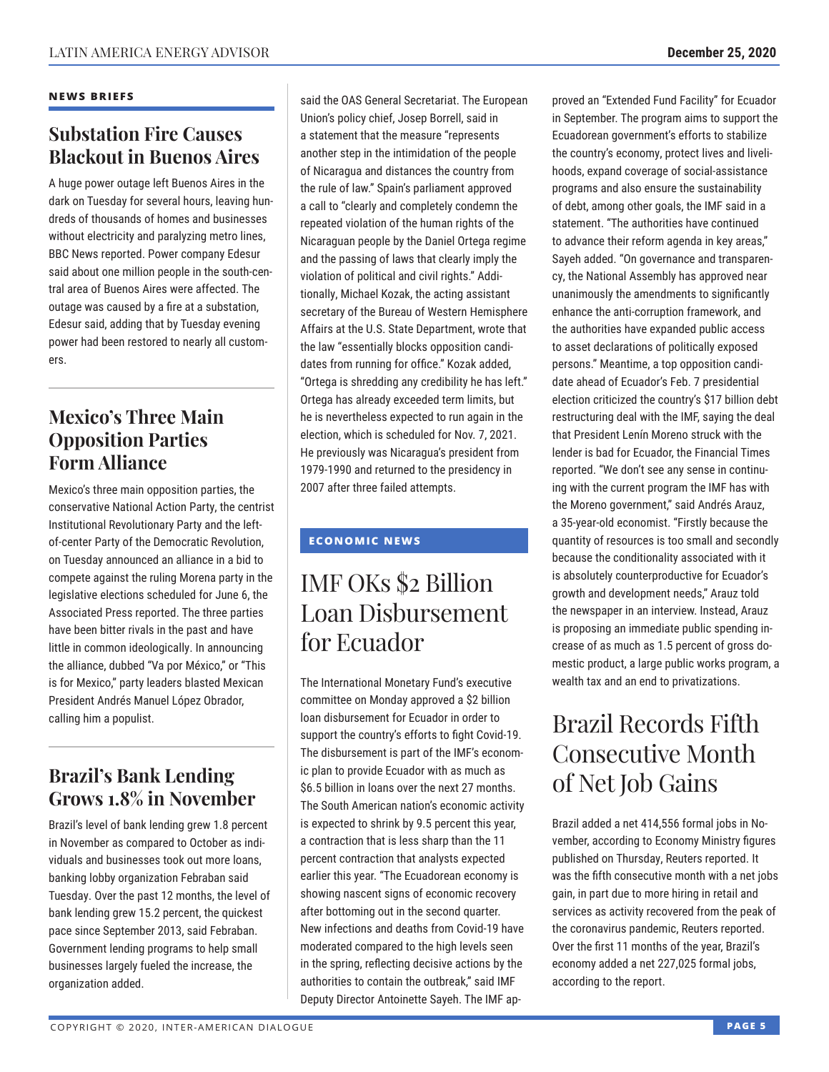## NEWS BRIEFS

### Substation Fire Causes Blackout in Buenos Aires

A huge power outage left Buenos Aires in the dark on Tuesday for several hours, leaving hundreds of thousands of homes and businesses without electricity and paralyzing metro lines, BBC News reported. Power company Edesur said about one million people in the south-central area of Buenos Aires were affected. The outage was caused by a fire at a substation, Edesur said, adding that by Tuesday evening power had been restored to nearly all customers.

### Mexico's Three Main Opposition Parties Form Alliance

Mexico's three main opposition parties, the conservative National Action Party, the centrist Institutional Revolutionary Party and the left-of-center Party of the Democratic Revolution, on Tuesday announced an alliance in a bid to compete against the ruling Morena party in the legislative elections scheduled for June 6, the Associated Press reported. The three parties have been bitter rivals in the past and have little in common ideologically. In announcing the alliance, dubbed "Va por México," or "This is for Mexico," party leaders blasted Mexican President Andrés Manuel López Obrador, calling him a populist.

### Brazil's Bank Lending Grows 1.8% in November

Brazil's level of bank lending grew 1.8 percent in November as compared to October as individuals and businesses took out more loans, banking lobby organization Febraban said Tuesday. Over the past 12 months, the level of bank lending grew 15.2 percent, the quickest pace since September 2013, said Febraban. Government lending programs to help small businesses largely fueled the increase, the organization added.

said the OAS General Secretariat. The European Union's policy chief, Josep Borrell, said in a statement that the measure "represents another step in the intimidation of the people of Nicaragua and distances the country from the rule of law." Spain's parliament approved a call to "clearly and completely condemn the repeated violation of the human rights of the Nicaraguan people by the Daniel Ortega regime and the passing of laws that clearly imply the violation of political and civil rights." Additionally, Michael Kozak, the acting assistant secretary of the Bureau of Western Hemisphere Affairs at the U.S. State Department, wrote that the law "essentially blocks opposition candidates from running for office." Kozak added, "Ortega is shredding any credibility he has left." Ortega has already exceeded term limits, but he is nevertheless expected to run again in the election, which is scheduled for Nov. 7, 2021. He previously was Nicaragua's president from 1979-1990 and returned to the presidency in 2007 after three failed attempts.

## ECONOMIC NEWS

### IMF OKs $2 Billion Loan Disbursement for Ecuador

The International Monetary Fund's executive committee on Monday approved a $2 billion loan disbursement for Ecuador in order to support the country's efforts to fight Covid-19. The disbursement is part of the IMF's economic plan to provide Ecuador with as much as $6.5 billion in loans over the next 27 months. The South American nation's economic activity is expected to shrink by 9.5 percent this year, a contraction that is less sharp than the 11 percent contraction that analysts expected earlier this year. "The Ecuadorean economy is showing nascent signs of economic recovery after bottoming out in the second quarter. New infections and deaths from Covid-19 have moderated compared to the high levels seen in the spring, reflecting decisive actions by the authorities to contain the outbreak," said IMF Deputy Director Antoinette Sayeh. The IMF approved an "Extended Fund Facility" for Ecuador in September. The program aims to support the Ecuadorean government's efforts to stabilize the country's economy, protect lives and livelihoods, expand coverage of social-assistance programs and also ensure the sustainability of debt, among other goals, the IMF said in a statement. "The authorities have continued to advance their reform agenda in key areas," Sayeh added. "On governance and transparency, the National Assembly has approved near unanimously the amendments to significantly enhance the anti-corruption framework, and the authorities have expanded public access to asset declarations of politically exposed persons." Meantime, a top opposition candidate ahead of Ecuador's Feb. 7 presidential election criticized the country's $17 billion debt restructuring deal with the IMF, saying the deal that President Lenín Moreno struck with the lender is bad for Ecuador, the Financial Times reported. "We don't see any sense in continuing with the current program the IMF has with the Moreno government," said Andrés Arauz, a 35-year-old economist. "Firstly because the quantity of resources is too small and secondly because the conditionality associated with it is absolutely counterproductive for Ecuador's growth and development needs," Arauz told the newspaper in an interview. Instead, Arauz is proposing an immediate public spending increase of as much as 1.5 percent of gross domestic product, a large public works program, a wealth tax and an end to privatizations.

### Brazil Records Fifth Consecutive Month of Net Job Gains

Brazil added a net 414,556 formal jobs in November, according to Economy Ministry figures published on Thursday, Reuters reported. It was the fifth consecutive month with a net jobs gain, in part due to more hiring in retail and services as activity recovered from the peak of the coronavirus pandemic, Reuters reported. Over the first 11 months of the year, Brazil's economy added a net 227,025 formal jobs, according to the report.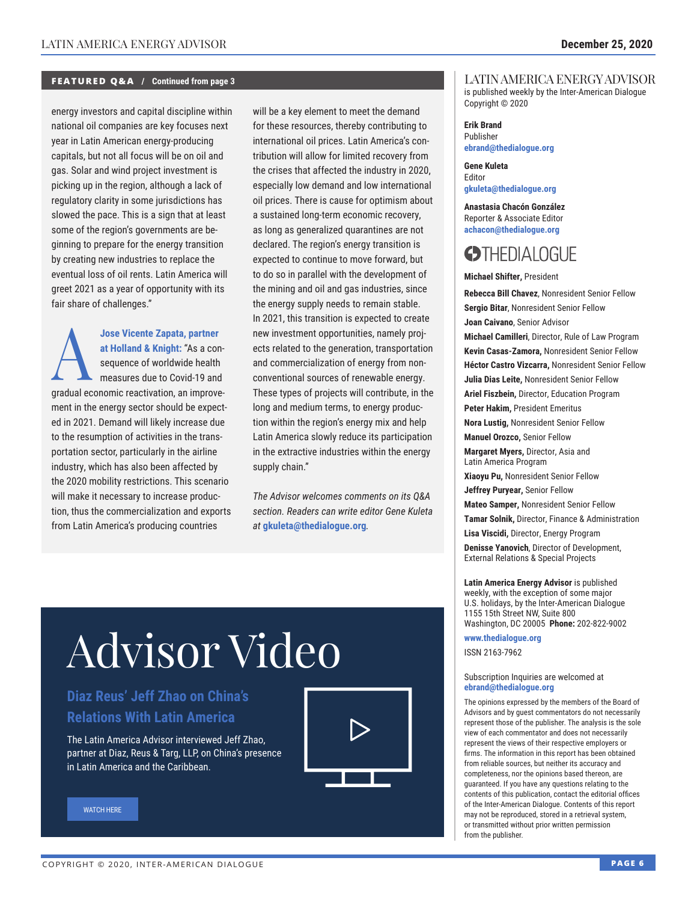**FEATURED Q&A / Continued from page 3**

energy investors and capital discipline within national oil companies are key focuses next year in Latin American energy-producing capitals, but not all focus will be on oil and gas. Solar and wind project investment is picking up in the region, although a lack of regulatory clarity in some jurisdictions has slowed the pace. This is a sign that at least some of the region's governments are beginning to prepare for the energy transition by creating new industries to replace the eventual loss of oil rents. Latin America will greet 2021 as a year of opportunity with its fair share of challenges."

**A** **Jose Vicente Zapata, partner at Holland & Knight:** "As a consequence of worldwide health measures due to Covid-19 and gradual economic reactivation, an improvement in the energy sector should be expected in 2021. Demand will likely increase due to the resumption of activities in the transportation sector, particularly in the airline industry, which has also been affected by the 2020 mobility restrictions. This scenario will make it necessary to increase production, thus the commercialization and exports from Latin America's producing countries will be a key element to meet the demand for these resources, thereby contributing to international oil prices. Latin America's contribution will allow for limited recovery from the crises that affected the industry in 2020, especially low demand and low international oil prices. There is cause for optimism about a sustained long-term economic recovery, as long as generalized quarantines are not declared. The region's energy transition is expected to continue to move forward, but to do so in parallel with the development of the mining and oil and gas industries, since the energy supply needs to remain stable. In 2021, this transition is expected to create new investment opportunities, namely projects related to the generation, transportation and commercialization of energy from nonconventional sources of renewable energy. These types of projects will contribute, in the long and medium terms, to energy production within the region's energy mix and help Latin America slowly reduce its participation in the extractive industries within the energy supply chain."

*The Advisor welcomes comments on its Q&A section. Readers can write editor Gene Kuleta at* **gkuleta@thedialogue.org**.

# Advisor Video

## Diaz Reus' Jeff Zhao on China's Relations With Latin America

The Latin America Advisor interviewed Jeff Zhao, partner at Diaz, Reus & Targ, LLP, on China's presence in Latin America and the Caribbean.

WATCH HERE

---

LATIN AMERICA ENERGY ADVISOR
is published weekly by the Inter-American Dialogue
Copyright © 2020

**Erik Brand**
Publisher
**ebrand@thedialogue.org**

**Gene Kuleta**
Editor
**gkuleta@thedialogue.org**

**Anastasia Chacón González**
Reporter & Associate Editor
**achacon@thedialogue.org**

THEDIALOGUE

**Michael Shifter,** President
**Rebecca Bill Chavez**, Nonresident Senior Fellow
**Sergio Bitar**, Nonresident Senior Fellow
**Joan Caivano**, Senior Advisor
**Michael Camilleri**, Director, Rule of Law Program
**Kevin Casas-Zamora,** Nonresident Senior Fellow
**Héctor Castro Vizcarra,** Nonresident Senior Fellow
**Julia Dias Leite,** Nonresident Senior Fellow
**Ariel Fiszbein,** Director, Education Program
**Peter Hakim,** President Emeritus
**Nora Lustig,** Nonresident Senior Fellow
**Manuel Orozco,** Senior Fellow
**Margaret Myers,** Director, Asia and Latin America Program
**Xiaoyu Pu,** Nonresident Senior Fellow
**Jeffrey Puryear,** Senior Fellow
**Mateo Samper,** Nonresident Senior Fellow
**Tamar Solnik,** Director, Finance & Administration
**Lisa Viscidi,** Director, Energy Program
**Denisse Yanovich**, Director of Development, External Relations & Special Projects

**Latin America Energy Advisor** is published weekly, with the exception of some major U.S. holidays, by the Inter-American Dialogue
1155 15th Street NW, Suite 800
Washington, DC 20005 **Phone:** 202-822-9002

**www.thedialogue.org**

ISSN 2163-7962

Subscription Inquiries are welcomed at
**ebrand@thedialogue.org**

The opinions expressed by the members of the Board of Advisors and by guest commentators do not necessarily represent those of the publisher. The analysis is the sole view of each commentator and does not necessarily represent the views of their respective employers or firms. The information in this report has been obtained from reliable sources, but neither its accuracy and completeness, nor the opinions based thereon, are guaranteed. If you have any questions relating to the contents of this publication, contact the editorial offices of the Inter-American Dialogue. Contents of this report may not be reproduced, stored in a retrieval system, or transmitted without prior written permission from the publisher.